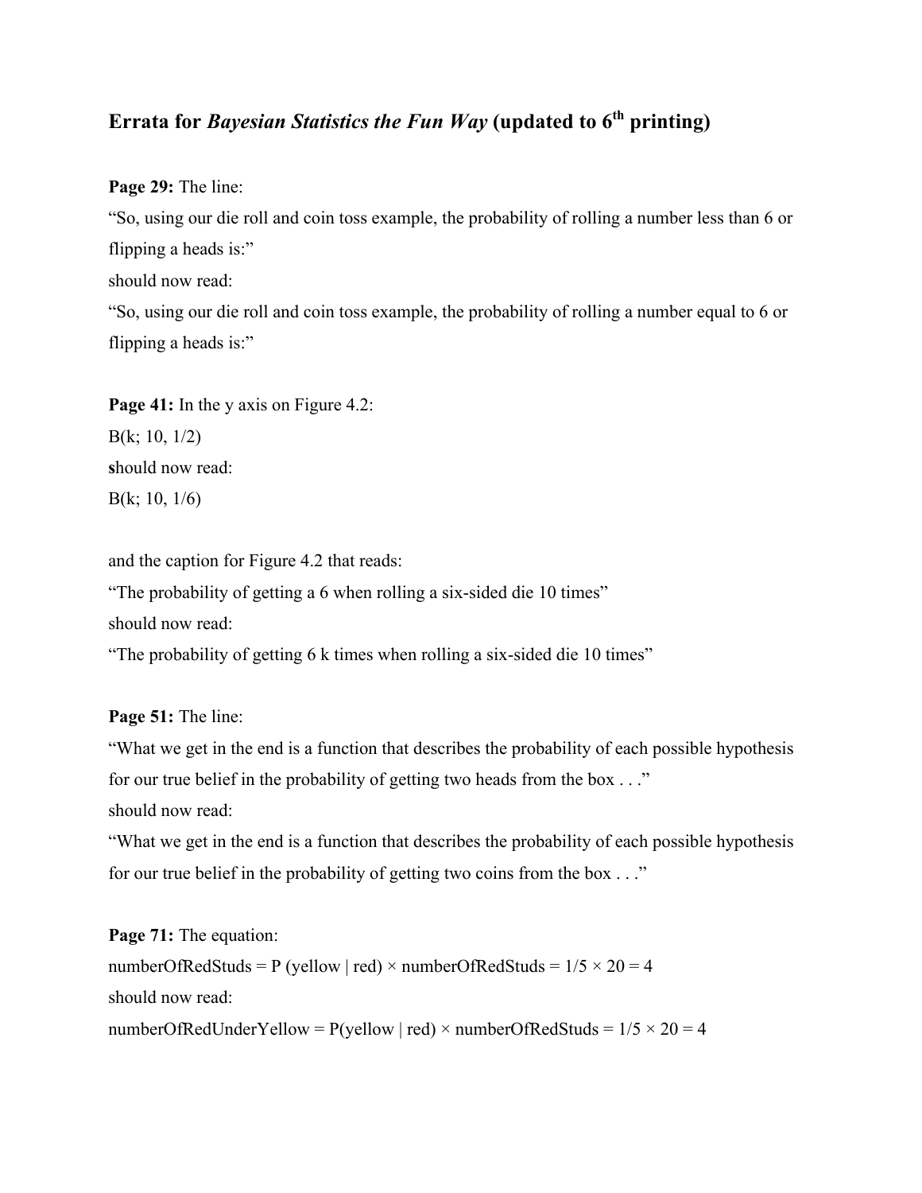## Errata for *Bayesian Statistics the Fun Way* (updated to 6th printing)

**Page 29:** The line:

"So, using our die roll and coin toss example, the probability of rolling a number less than 6 or flipping a heads is:"

should now read:

"So, using our die roll and coin toss example, the probability of rolling a number equal to 6 or flipping a heads is:"

**Page 41:** In the y axis on Figure 4.2:

B(k; 10, 1/2)

**s**hould now read:

B(k; 10, 1/6)

and the caption for Figure 4.2 that reads:

"The probability of getting a 6 when rolling a six-sided die 10 times"

should now read:

"The probability of getting 6 k times when rolling a six-sided die 10 times"

**Page 51:** The line:

"What we get in the end is a function that describes the probability of each possible hypothesis for our true belief in the probability of getting two heads from the box . . ."

should now read:

"What we get in the end is a function that describes the probability of each possible hypothesis for our true belief in the probability of getting two coins from the box . . ."

**Page 71:** The equation:

numberOfRedStuds = P (yellow | red) × numberOfRedStuds = 1/5 × 20 = 4

should now read:

numberOfRedUnderYellow = P(yellow | red) × numberOfRedStuds = 1/5 × 20 = 4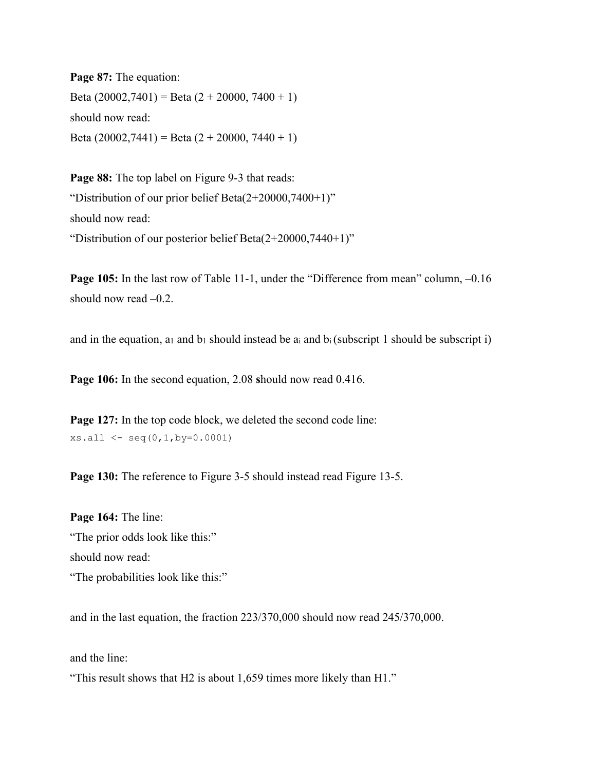**Page 87:** The equation:

Beta (20002,7401) = Beta (2 + 20000, 7400 + 1)

should now read:

Beta (20002,7441) = Beta (2 + 20000, 7440 + 1)

**Page 88:** The top label on Figure 9-3 that reads:

"Distribution of our prior belief Beta(2+20000,7400+1)"

should now read:

"Distribution of our posterior belief Beta(2+20000,7440+1)"

**Page 105:** In the last row of Table 11-1, under the "Difference from mean" column, –0.16 should now read –0.2.

and in the equation, $a_1$ and $b_1$ should instead be $a_i$ and $b_i$ (subscript 1 should be subscript i)

**Page 106:** In the second equation, 2.08 should now read 0.416.

**Page 127:** In the top code block, we deleted the second code line:

```
xs.all <- seq(0,1,by=0.0001)
```

**Page 130:** The reference to Figure 3-5 should instead read Figure 13-5.

**Page 164:** The line:

"The prior odds look like this:"

should now read:

"The probabilities look like this:"

and in the last equation, the fraction 223/370,000 should now read 245/370,000.

and the line:

"This result shows that H2 is about 1,659 times more likely than H1."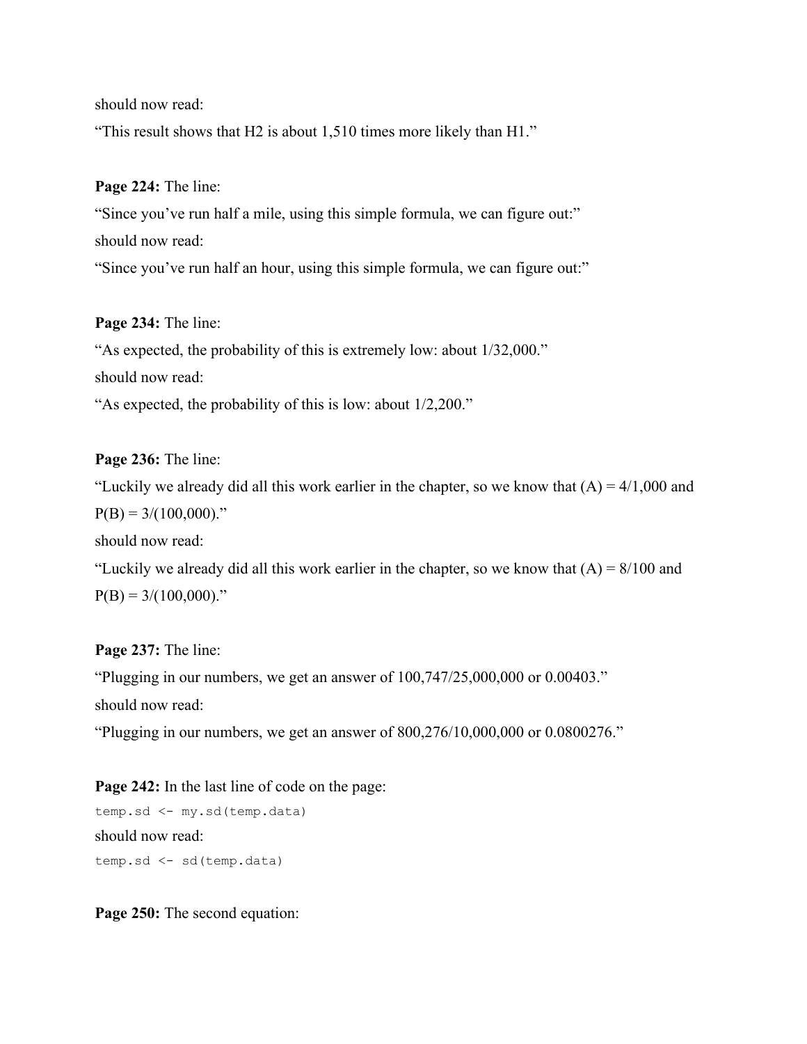should now read:

"This result shows that H2 is about 1,510 times more likely than H1."

**Page 224:** The line:

"Since you've run half a mile, using this simple formula, we can figure out:"

should now read:

"Since you've run half an hour, using this simple formula, we can figure out:"

**Page 234:** The line:

"As expected, the probability of this is extremely low: about 1/32,000."

should now read:

"As expected, the probability of this is low: about 1/2,200."

**Page 236:** The line:

"Luckily we already did all this work earlier in the chapter, so we know that (A) = 4/1,000 and P(B) = 3/(100,000)."

should now read:

"Luckily we already did all this work earlier in the chapter, so we know that (A) = 8/100 and P(B) = 3/(100,000)."

**Page 237:** The line:

"Plugging in our numbers, we get an answer of 100,747/25,000,000 or 0.00403."

should now read:

"Plugging in our numbers, we get an answer of 800,276/10,000,000 or 0.0800276."

**Page 242:** In the last line of code on the page:

```
temp.sd <- my.sd(temp.data)
```

should now read:

```
temp.sd <- sd(temp.data)
```

**Page 250:** The second equation: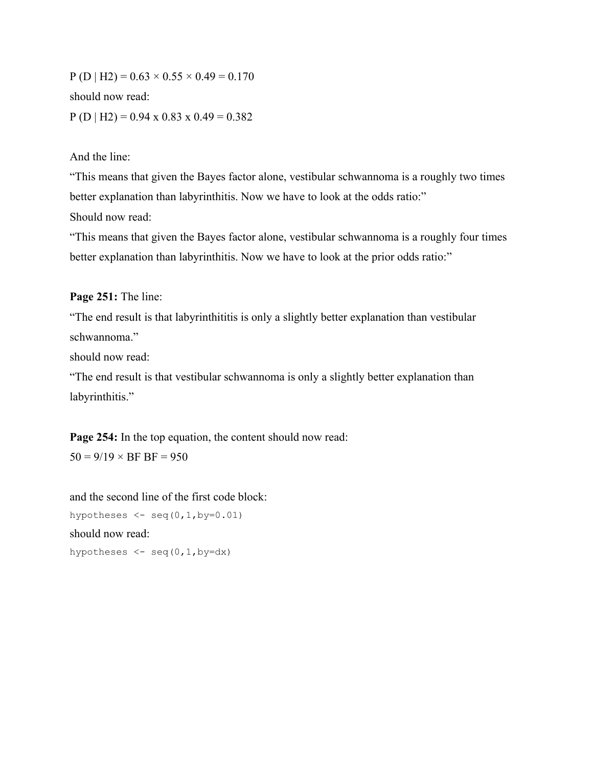$P(D \mid H2) = 0.63 \times 0.55 \times 0.49 = 0.170$

should now read:

$P(D \mid H2) = 0.94 \times 0.83 \times 0.49 = 0.382$

And the line:

"This means that given the Bayes factor alone, vestibular schwannoma is a roughly two times better explanation than labyrinthitis. Now we have to look at the odds ratio:"

Should now read:

"This means that given the Bayes factor alone, vestibular schwannoma is a roughly four times better explanation than labyrinthitis. Now we have to look at the prior odds ratio:"

**Page 251:** The line:

"The end result is that labyrinthititis is only a slightly better explanation than vestibular schwannoma."

should now read:

"The end result is that vestibular schwannoma is only a slightly better explanation than labyrinthitis."

**Page 254:** In the top equation, the content should now read:

$50 = 9/19 \times BF$ $BF = 950$

and the second line of the first code block:

```
hypotheses <- seq(0,1,by=0.01)
```

should now read:

```
hypotheses <- seq(0,1,by=dx)
```